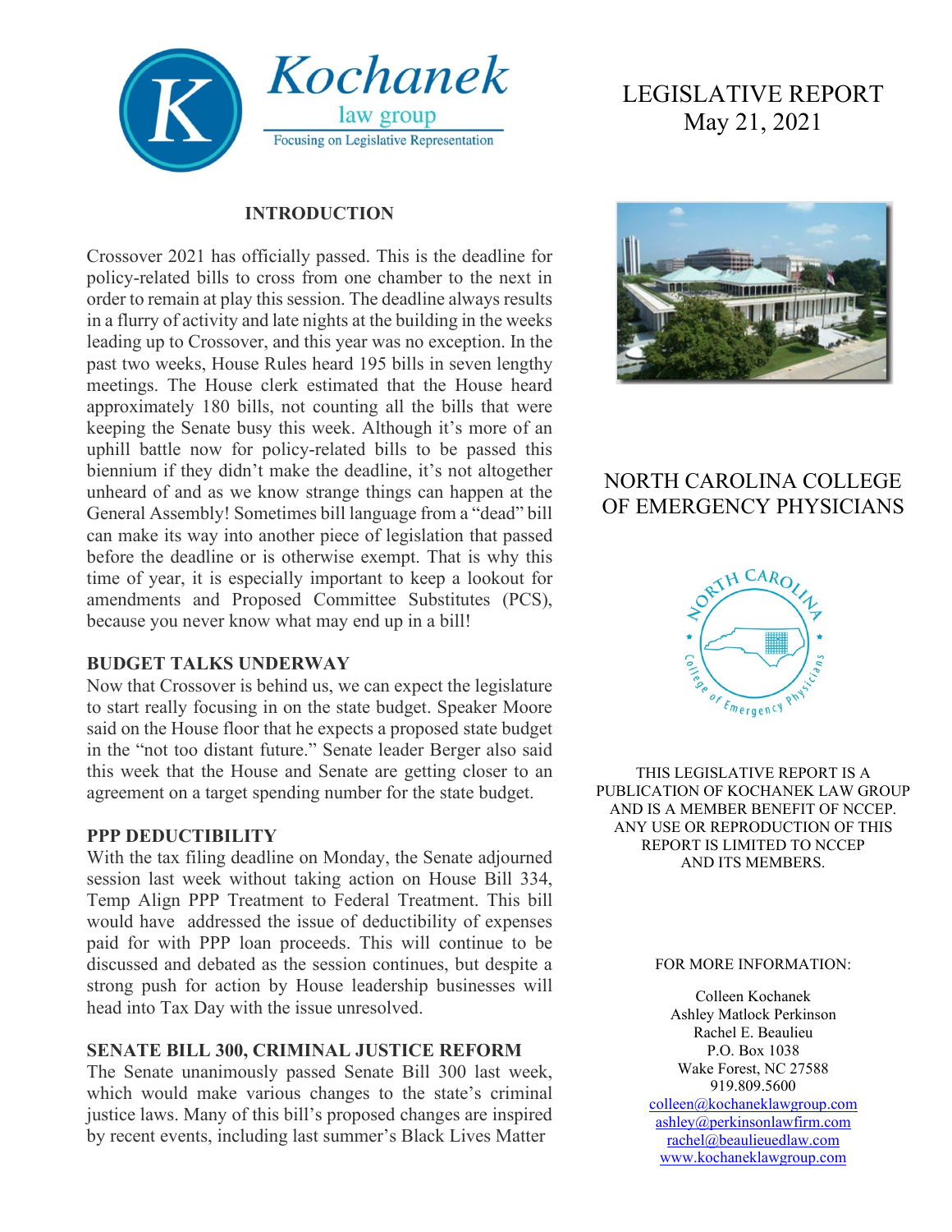Kochanek law group

Focusing on Legislative Representation

# LEGISLATIVE REPORT
May 21, 2021

## NORTH CAROLINA COLLEGE OF EMERGENCY PHYSICIANS

THIS LEGISLATIVE REPORT IS A PUBLICATION OF KOCHANEK LAW GROUP AND IS A MEMBER BENEFIT OF NCCEP. ANY USE OR REPRODUCTION OF THIS REPORT IS LIMITED TO NCCEP AND ITS MEMBERS.

FOR MORE INFORMATION:

Colleen Kochanek
Ashley Matlock Perkinson
Rachel E. Beaulieu
P.O. Box 1038
Wake Forest, NC 27588
919.809.5600
colleen@kochaneklawgroup.com
ashley@perkinsonlawfirm.com
rachel@beaulieuedlaw.com
www.kochaneklawgroup.com

### INTRODUCTION

Crossover 2021 has officially passed. This is the deadline for policy-related bills to cross from one chamber to the next in order to remain at play this session. The deadline always results in a flurry of activity and late nights at the building in the weeks leading up to Crossover, and this year was no exception. In the past two weeks, House Rules heard 195 bills in seven lengthy meetings. The House clerk estimated that the House heard approximately 180 bills, not counting all the bills that were keeping the Senate busy this week. Although it's more of an uphill battle now for policy-related bills to be passed this biennium if they didn't make the deadline, it's not altogether unheard of and as we know strange things can happen at the General Assembly! Sometimes bill language from a "dead" bill can make its way into another piece of legislation that passed before the deadline or is otherwise exempt. That is why this time of year, it is especially important to keep a lookout for amendments and Proposed Committee Substitutes (PCS), because you never know what may end up in a bill!

### BUDGET TALKS UNDERWAY

Now that Crossover is behind us, we can expect the legislature to start really focusing in on the state budget. Speaker Moore said on the House floor that he expects a proposed state budget in the "not too distant future." Senate leader Berger also said this week that the House and Senate are getting closer to an agreement on a target spending number for the state budget.

### PPP DEDUCTIBILITY

With the tax filing deadline on Monday, the Senate adjourned session last week without taking action on House Bill 334, Temp Align PPP Treatment to Federal Treatment. This bill would have addressed the issue of deductibility of expenses paid for with PPP loan proceeds. This will continue to be discussed and debated as the session continues, but despite a strong push for action by House leadership businesses will head into Tax Day with the issue unresolved.

### SENATE BILL 300, CRIMINAL JUSTICE REFORM

The Senate unanimously passed Senate Bill 300 last week, which would make various changes to the state's criminal justice laws. Many of this bill's proposed changes are inspired by recent events, including last summer's Black Lives Matter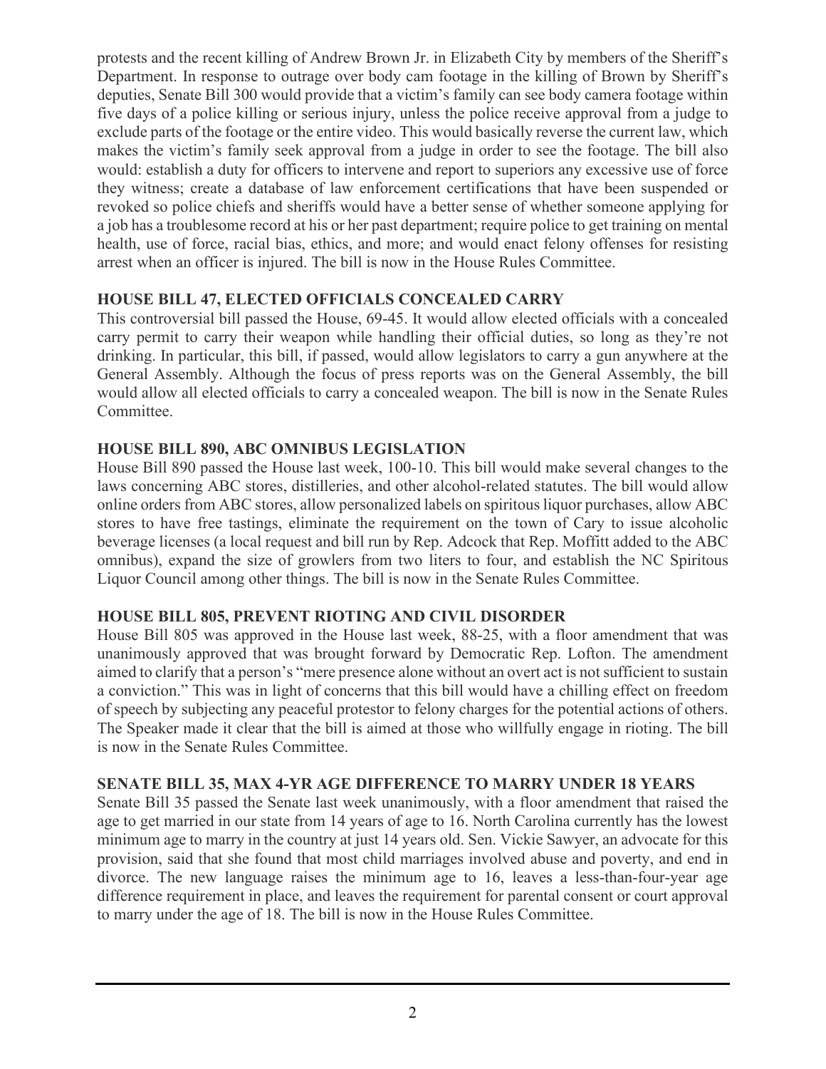protests and the recent killing of Andrew Brown Jr. in Elizabeth City by members of the Sheriff's Department. In response to outrage over body cam footage in the killing of Brown by Sheriff's deputies, Senate Bill 300 would provide that a victim's family can see body camera footage within five days of a police killing or serious injury, unless the police receive approval from a judge to exclude parts of the footage or the entire video. This would basically reverse the current law, which makes the victim's family seek approval from a judge in order to see the footage. The bill also would: establish a duty for officers to intervene and report to superiors any excessive use of force they witness; create a database of law enforcement certifications that have been suspended or revoked so police chiefs and sheriffs would have a better sense of whether someone applying for a job has a troublesome record at his or her past department; require police to get training on mental health, use of force, racial bias, ethics, and more; and would enact felony offenses for resisting arrest when an officer is injured. The bill is now in the House Rules Committee.

**HOUSE BILL 47, ELECTED OFFICIALS CONCEALED CARRY**

This controversial bill passed the House, 69-45. It would allow elected officials with a concealed carry permit to carry their weapon while handling their official duties, so long as they're not drinking. In particular, this bill, if passed, would allow legislators to carry a gun anywhere at the General Assembly. Although the focus of press reports was on the General Assembly, the bill would allow all elected officials to carry a concealed weapon. The bill is now in the Senate Rules Committee.

**HOUSE BILL 890, ABC OMNIBUS LEGISLATION**

House Bill 890 passed the House last week, 100-10. This bill would make several changes to the laws concerning ABC stores, distilleries, and other alcohol-related statutes. The bill would allow online orders from ABC stores, allow personalized labels on spiritous liquor purchases, allow ABC stores to have free tastings, eliminate the requirement on the town of Cary to issue alcoholic beverage licenses (a local request and bill run by Rep. Adcock that Rep. Moffitt added to the ABC omnibus), expand the size of growlers from two liters to four, and establish the NC Spiritous Liquor Council among other things. The bill is now in the Senate Rules Committee.

**HOUSE BILL 805, PREVENT RIOTING AND CIVIL DISORDER**

House Bill 805 was approved in the House last week, 88-25, with a floor amendment that was unanimously approved that was brought forward by Democratic Rep. Lofton. The amendment aimed to clarify that a person's "mere presence alone without an overt act is not sufficient to sustain a conviction." This was in light of concerns that this bill would have a chilling effect on freedom of speech by subjecting any peaceful protestor to felony charges for the potential actions of others. The Speaker made it clear that the bill is aimed at those who willfully engage in rioting. The bill is now in the Senate Rules Committee.

**SENATE BILL 35, MAX 4-YR AGE DIFFERENCE TO MARRY UNDER 18 YEARS**

Senate Bill 35 passed the Senate last week unanimously, with a floor amendment that raised the age to get married in our state from 14 years of age to 16. North Carolina currently has the lowest minimum age to marry in the country at just 14 years old. Sen. Vickie Sawyer, an advocate for this provision, said that she found that most child marriages involved abuse and poverty, and end in divorce. The new language raises the minimum age to 16, leaves a less-than-four-year age difference requirement in place, and leaves the requirement for parental consent or court approval to marry under the age of 18. The bill is now in the House Rules Committee.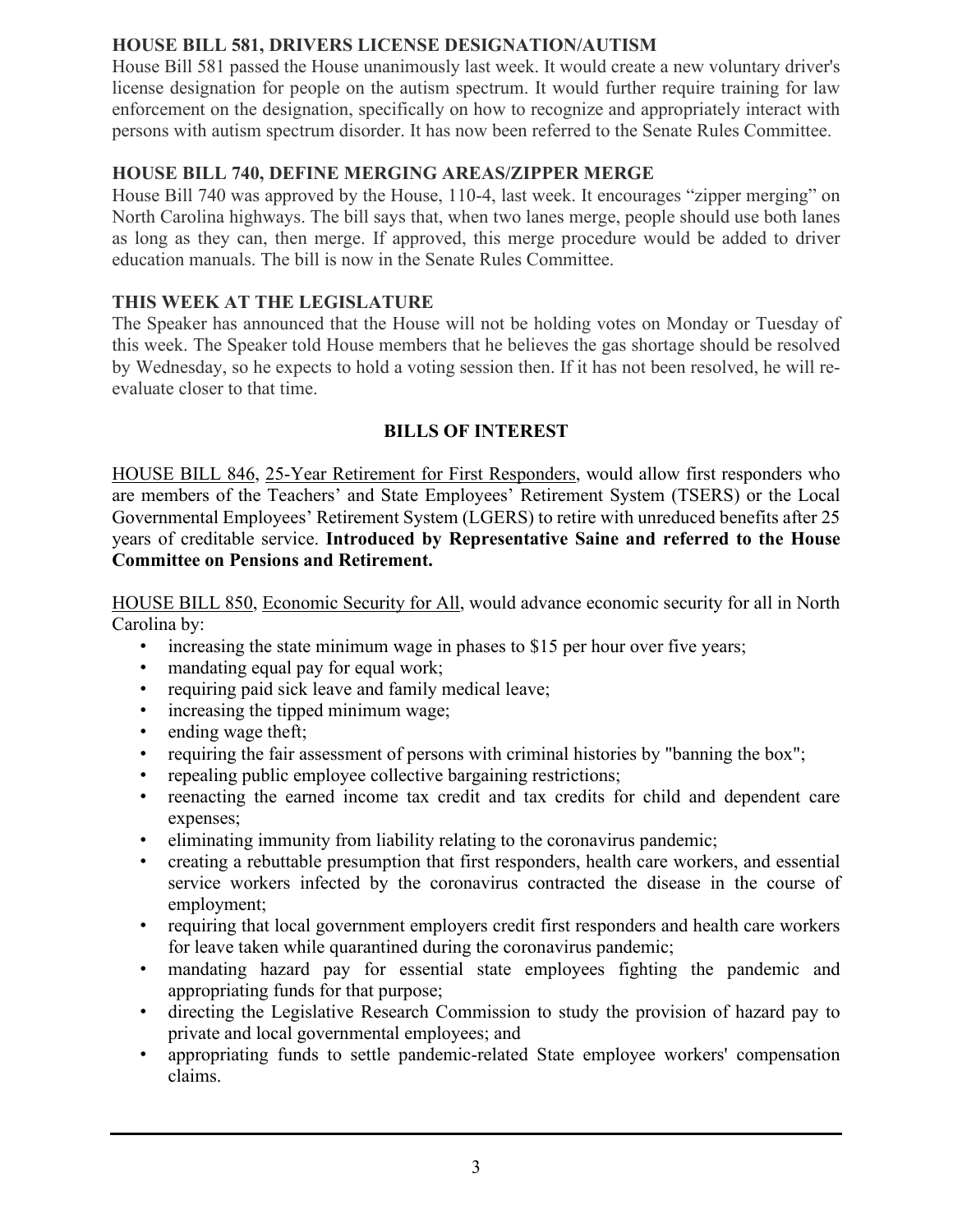**HOUSE BILL 581, DRIVERS LICENSE DESIGNATION/AUTISM**

House Bill 581 passed the House unanimously last week. It would create a new voluntary driver's license designation for people on the autism spectrum. It would further require training for law enforcement on the designation, specifically on how to recognize and appropriately interact with persons with autism spectrum disorder. It has now been referred to the Senate Rules Committee.

**HOUSE BILL 740, DEFINE MERGING AREAS/ZIPPER MERGE**

House Bill 740 was approved by the House, 110-4, last week. It encourages "zipper merging" on North Carolina highways. The bill says that, when two lanes merge, people should use both lanes as long as they can, then merge. If approved, this merge procedure would be added to driver education manuals. The bill is now in the Senate Rules Committee.

**THIS WEEK AT THE LEGISLATURE**

The Speaker has announced that the House will not be holding votes on Monday or Tuesday of this week. The Speaker told House members that he believes the gas shortage should be resolved by Wednesday, so he expects to hold a voting session then. If it has not been resolved, he will re-evaluate closer to that time.

**BILLS OF INTEREST**

HOUSE BILL 846, 25-Year Retirement for First Responders, would allow first responders who are members of the Teachers' and State Employees' Retirement System (TSERS) or the Local Governmental Employees' Retirement System (LGERS) to retire with unreduced benefits after 25 years of creditable service. **Introduced by Representative Saine and referred to the House Committee on Pensions and Retirement.**

HOUSE BILL 850, Economic Security for All, would advance economic security for all in North Carolina by:

- increasing the state minimum wage in phases to $15 per hour over five years;
- mandating equal pay for equal work;
- requiring paid sick leave and family medical leave;
- increasing the tipped minimum wage;
- ending wage theft;
- requiring the fair assessment of persons with criminal histories by "banning the box";
- repealing public employee collective bargaining restrictions;
- reenacting the earned income tax credit and tax credits for child and dependent care expenses;
- eliminating immunity from liability relating to the coronavirus pandemic;
- creating a rebuttable presumption that first responders, health care workers, and essential service workers infected by the coronavirus contracted the disease in the course of employment;
- requiring that local government employers credit first responders and health care workers for leave taken while quarantined during the coronavirus pandemic;
- mandating hazard pay for essential state employees fighting the pandemic and appropriating funds for that purpose;
- directing the Legislative Research Commission to study the provision of hazard pay to private and local governmental employees; and
- appropriating funds to settle pandemic-related State employee workers' compensation claims.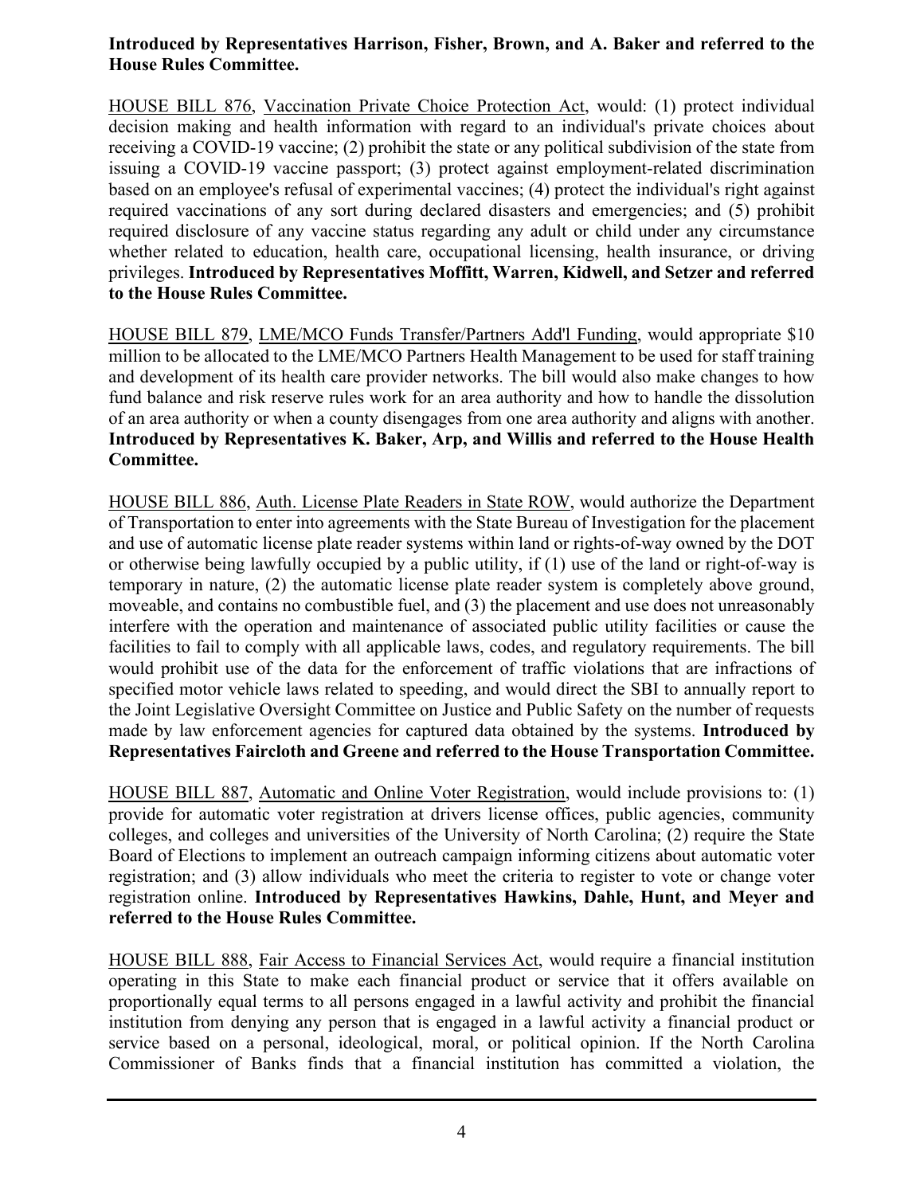**Introduced by Representatives Harrison, Fisher, Brown, and A. Baker and referred to the House Rules Committee.**

HOUSE BILL 876, Vaccination Private Choice Protection Act, would: (1) protect individual decision making and health information with regard to an individual's private choices about receiving a COVID-19 vaccine; (2) prohibit the state or any political subdivision of the state from issuing a COVID-19 vaccine passport; (3) protect against employment-related discrimination based on an employee's refusal of experimental vaccines; (4) protect the individual's right against required vaccinations of any sort during declared disasters and emergencies; and (5) prohibit required disclosure of any vaccine status regarding any adult or child under any circumstance whether related to education, health care, occupational licensing, health insurance, or driving privileges. **Introduced by Representatives Moffitt, Warren, Kidwell, and Setzer and referred to the House Rules Committee.**

HOUSE BILL 879, LME/MCO Funds Transfer/Partners Add'l Funding, would appropriate $10 million to be allocated to the LME/MCO Partners Health Management to be used for staff training and development of its health care provider networks. The bill would also make changes to how fund balance and risk reserve rules work for an area authority and how to handle the dissolution of an area authority or when a county disengages from one area authority and aligns with another. **Introduced by Representatives K. Baker, Arp, and Willis and referred to the House Health Committee.**

HOUSE BILL 886, Auth. License Plate Readers in State ROW, would authorize the Department of Transportation to enter into agreements with the State Bureau of Investigation for the placement and use of automatic license plate reader systems within land or rights-of-way owned by the DOT or otherwise being lawfully occupied by a public utility, if (1) use of the land or right-of-way is temporary in nature, (2) the automatic license plate reader system is completely above ground, moveable, and contains no combustible fuel, and (3) the placement and use does not unreasonably interfere with the operation and maintenance of associated public utility facilities or cause the facilities to fail to comply with all applicable laws, codes, and regulatory requirements. The bill would prohibit use of the data for the enforcement of traffic violations that are infractions of specified motor vehicle laws related to speeding, and would direct the SBI to annually report to the Joint Legislative Oversight Committee on Justice and Public Safety on the number of requests made by law enforcement agencies for captured data obtained by the systems. **Introduced by Representatives Faircloth and Greene and referred to the House Transportation Committee.**

HOUSE BILL 887, Automatic and Online Voter Registration, would include provisions to: (1) provide for automatic voter registration at drivers license offices, public agencies, community colleges, and colleges and universities of the University of North Carolina; (2) require the State Board of Elections to implement an outreach campaign informing citizens about automatic voter registration; and (3) allow individuals who meet the criteria to register to vote or change voter registration online. **Introduced by Representatives Hawkins, Dahle, Hunt, and Meyer and referred to the House Rules Committee.**

HOUSE BILL 888, Fair Access to Financial Services Act, would require a financial institution operating in this State to make each financial product or service that it offers available on proportionally equal terms to all persons engaged in a lawful activity and prohibit the financial institution from denying any person that is engaged in a lawful activity a financial product or service based on a personal, ideological, moral, or political opinion. If the North Carolina Commissioner of Banks finds that a financial institution has committed a violation, the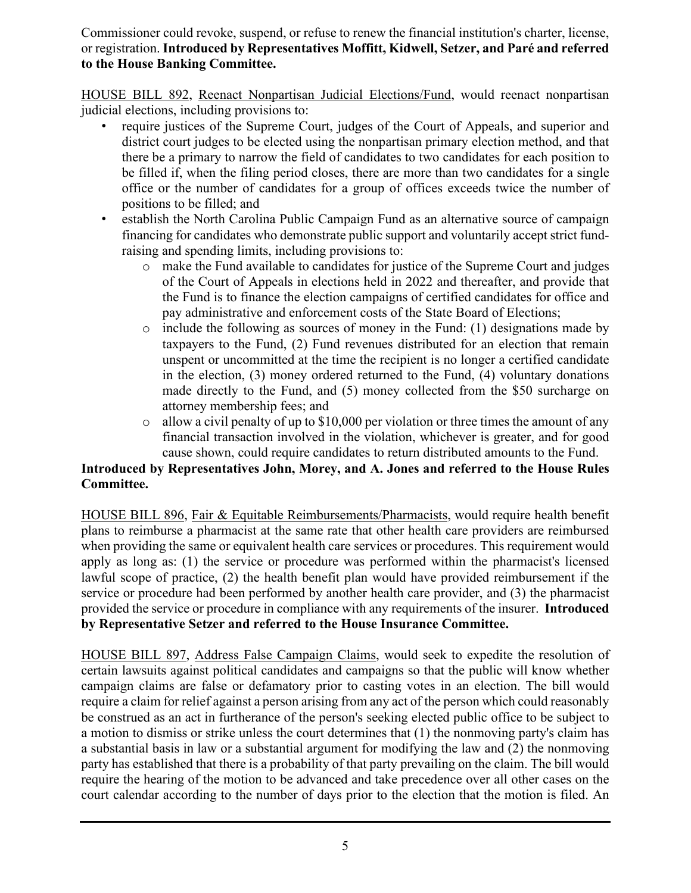Commissioner could revoke, suspend, or refuse to renew the financial institution's charter, license, or registration. **Introduced by Representatives Moffitt, Kidwell, Setzer, and Paré and referred to the House Banking Committee.**

HOUSE BILL 892, Reenact Nonpartisan Judicial Elections/Fund, would reenact nonpartisan judicial elections, including provisions to:

- require justices of the Supreme Court, judges of the Court of Appeals, and superior and district court judges to be elected using the nonpartisan primary election method, and that there be a primary to narrow the field of candidates to two candidates for each position to be filled if, when the filing period closes, there are more than two candidates for a single office or the number of candidates for a group of offices exceeds twice the number of positions to be filled; and
- establish the North Carolina Public Campaign Fund as an alternative source of campaign financing for candidates who demonstrate public support and voluntarily accept strict fund-raising and spending limits, including provisions to:
  - make the Fund available to candidates for justice of the Supreme Court and judges of the Court of Appeals in elections held in 2022 and thereafter, and provide that the Fund is to finance the election campaigns of certified candidates for office and pay administrative and enforcement costs of the State Board of Elections;
  - include the following as sources of money in the Fund: (1) designations made by taxpayers to the Fund, (2) Fund revenues distributed for an election that remain unspent or uncommitted at the time the recipient is no longer a certified candidate in the election, (3) money ordered returned to the Fund, (4) voluntary donations made directly to the Fund, and (5) money collected from the $50 surcharge on attorney membership fees; and
  - allow a civil penalty of up to $10,000 per violation or three times the amount of any financial transaction involved in the violation, whichever is greater, and for good cause shown, could require candidates to return distributed amounts to the Fund.

**Introduced by Representatives John, Morey, and A. Jones and referred to the House Rules Committee.**

HOUSE BILL 896, Fair & Equitable Reimbursements/Pharmacists, would require health benefit plans to reimburse a pharmacist at the same rate that other health care providers are reimbursed when providing the same or equivalent health care services or procedures. This requirement would apply as long as: (1) the service or procedure was performed within the pharmacist's licensed lawful scope of practice, (2) the health benefit plan would have provided reimbursement if the service or procedure had been performed by another health care provider, and (3) the pharmacist provided the service or procedure in compliance with any requirements of the insurer. **Introduced by Representative Setzer and referred to the House Insurance Committee.**

HOUSE BILL 897, Address False Campaign Claims, would seek to expedite the resolution of certain lawsuits against political candidates and campaigns so that the public will know whether campaign claims are false or defamatory prior to casting votes in an election. The bill would require a claim for relief against a person arising from any act of the person which could reasonably be construed as an act in furtherance of the person's seeking elected public office to be subject to a motion to dismiss or strike unless the court determines that (1) the nonmoving party's claim has a substantial basis in law or a substantial argument for modifying the law and (2) the nonmoving party has established that there is a probability of that party prevailing on the claim. The bill would require the hearing of the motion to be advanced and take precedence over all other cases on the court calendar according to the number of days prior to the election that the motion is filed. An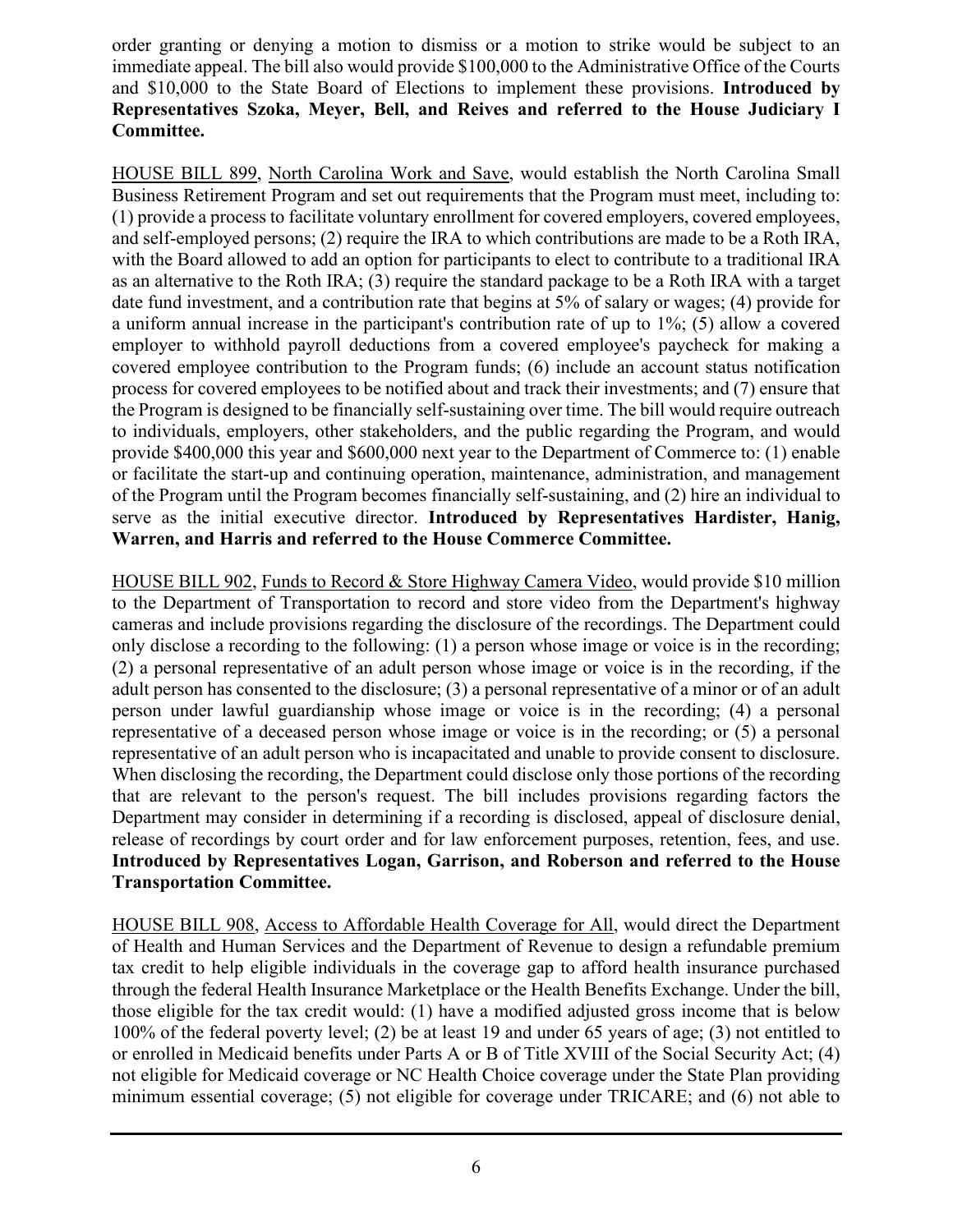order granting or denying a motion to dismiss or a motion to strike would be subject to an immediate appeal. The bill also would provide $100,000 to the Administrative Office of the Courts and $10,000 to the State Board of Elections to implement these provisions. **Introduced by Representatives Szoka, Meyer, Bell, and Reives and referred to the House Judiciary I Committee.**

HOUSE BILL 899, North Carolina Work and Save, would establish the North Carolina Small Business Retirement Program and set out requirements that the Program must meet, including to: (1) provide a process to facilitate voluntary enrollment for covered employers, covered employees, and self-employed persons; (2) require the IRA to which contributions are made to be a Roth IRA, with the Board allowed to add an option for participants to elect to contribute to a traditional IRA as an alternative to the Roth IRA; (3) require the standard package to be a Roth IRA with a target date fund investment, and a contribution rate that begins at 5% of salary or wages; (4) provide for a uniform annual increase in the participant's contribution rate of up to 1%; (5) allow a covered employer to withhold payroll deductions from a covered employee's paycheck for making a covered employee contribution to the Program funds; (6) include an account status notification process for covered employees to be notified about and track their investments; and (7) ensure that the Program is designed to be financially self-sustaining over time. The bill would require outreach to individuals, employers, other stakeholders, and the public regarding the Program, and would provide $400,000 this year and $600,000 next year to the Department of Commerce to: (1) enable or facilitate the start-up and continuing operation, maintenance, administration, and management of the Program until the Program becomes financially self-sustaining, and (2) hire an individual to serve as the initial executive director. **Introduced by Representatives Hardister, Hanig, Warren, and Harris and referred to the House Commerce Committee.**

HOUSE BILL 902, Funds to Record & Store Highway Camera Video, would provide $10 million to the Department of Transportation to record and store video from the Department's highway cameras and include provisions regarding the disclosure of the recordings. The Department could only disclose a recording to the following: (1) a person whose image or voice is in the recording; (2) a personal representative of an adult person whose image or voice is in the recording, if the adult person has consented to the disclosure; (3) a personal representative of a minor or of an adult person under lawful guardianship whose image or voice is in the recording; (4) a personal representative of a deceased person whose image or voice is in the recording; or (5) a personal representative of an adult person who is incapacitated and unable to provide consent to disclosure. When disclosing the recording, the Department could disclose only those portions of the recording that are relevant to the person's request. The bill includes provisions regarding factors the Department may consider in determining if a recording is disclosed, appeal of disclosure denial, release of recordings by court order and for law enforcement purposes, retention, fees, and use. **Introduced by Representatives Logan, Garrison, and Roberson and referred to the House Transportation Committee.**

HOUSE BILL 908, Access to Affordable Health Coverage for All, would direct the Department of Health and Human Services and the Department of Revenue to design a refundable premium tax credit to help eligible individuals in the coverage gap to afford health insurance purchased through the federal Health Insurance Marketplace or the Health Benefits Exchange. Under the bill, those eligible for the tax credit would: (1) have a modified adjusted gross income that is below 100% of the federal poverty level; (2) be at least 19 and under 65 years of age; (3) not entitled to or enrolled in Medicaid benefits under Parts A or B of Title XVIII of the Social Security Act; (4) not eligible for Medicaid coverage or NC Health Choice coverage under the State Plan providing minimum essential coverage; (5) not eligible for coverage under TRICARE; and (6) not able to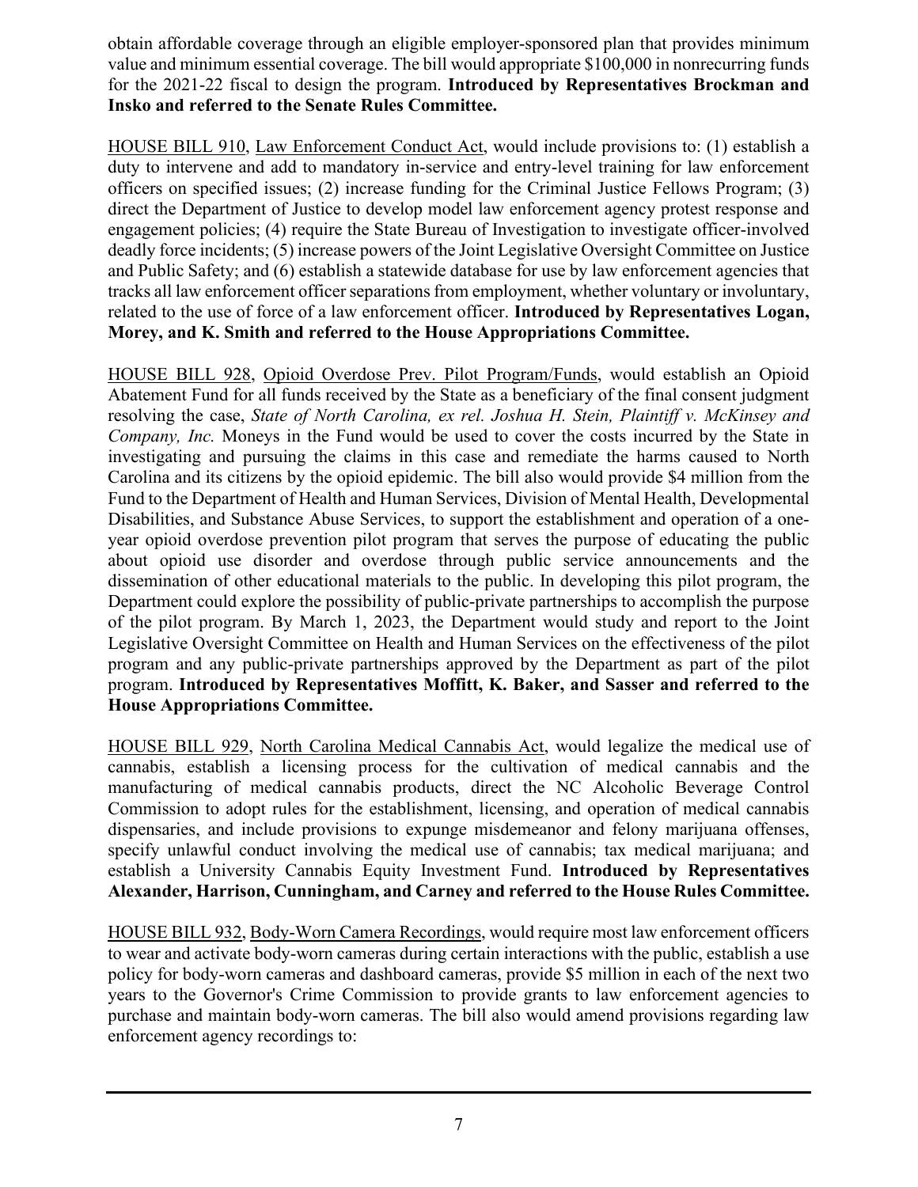obtain affordable coverage through an eligible employer-sponsored plan that provides minimum value and minimum essential coverage. The bill would appropriate $100,000 in nonrecurring funds for the 2021-22 fiscal to design the program. **Introduced by Representatives Brockman and Insko and referred to the Senate Rules Committee.**

HOUSE BILL 910, Law Enforcement Conduct Act, would include provisions to: (1) establish a duty to intervene and add to mandatory in-service and entry-level training for law enforcement officers on specified issues; (2) increase funding for the Criminal Justice Fellows Program; (3) direct the Department of Justice to develop model law enforcement agency protest response and engagement policies; (4) require the State Bureau of Investigation to investigate officer-involved deadly force incidents; (5) increase powers of the Joint Legislative Oversight Committee on Justice and Public Safety; and (6) establish a statewide database for use by law enforcement agencies that tracks all law enforcement officer separations from employment, whether voluntary or involuntary, related to the use of force of a law enforcement officer. **Introduced by Representatives Logan, Morey, and K. Smith and referred to the House Appropriations Committee.**

HOUSE BILL 928, Opioid Overdose Prev. Pilot Program/Funds, would establish an Opioid Abatement Fund for all funds received by the State as a beneficiary of the final consent judgment resolving the case, *State of North Carolina, ex rel. Joshua H. Stein, Plaintiff v. McKinsey and Company, Inc.* Moneys in the Fund would be used to cover the costs incurred by the State in investigating and pursuing the claims in this case and remediate the harms caused to North Carolina and its citizens by the opioid epidemic. The bill also would provide $4 million from the Fund to the Department of Health and Human Services, Division of Mental Health, Developmental Disabilities, and Substance Abuse Services, to support the establishment and operation of a one-year opioid overdose prevention pilot program that serves the purpose of educating the public about opioid use disorder and overdose through public service announcements and the dissemination of other educational materials to the public. In developing this pilot program, the Department could explore the possibility of public-private partnerships to accomplish the purpose of the pilot program. By March 1, 2023, the Department would study and report to the Joint Legislative Oversight Committee on Health and Human Services on the effectiveness of the pilot program and any public-private partnerships approved by the Department as part of the pilot program. **Introduced by Representatives Moffitt, K. Baker, and Sasser and referred to the House Appropriations Committee.**

HOUSE BILL 929, North Carolina Medical Cannabis Act, would legalize the medical use of cannabis, establish a licensing process for the cultivation of medical cannabis and the manufacturing of medical cannabis products, direct the NC Alcoholic Beverage Control Commission to adopt rules for the establishment, licensing, and operation of medical cannabis dispensaries, and include provisions to expunge misdemeanor and felony marijuana offenses, specify unlawful conduct involving the medical use of cannabis; tax medical marijuana; and establish a University Cannabis Equity Investment Fund. **Introduced by Representatives Alexander, Harrison, Cunningham, and Carney and referred to the House Rules Committee.**

HOUSE BILL 932, Body-Worn Camera Recordings, would require most law enforcement officers to wear and activate body-worn cameras during certain interactions with the public, establish a use policy for body-worn cameras and dashboard cameras, provide $5 million in each of the next two years to the Governor's Crime Commission to provide grants to law enforcement agencies to purchase and maintain body-worn cameras. The bill also would amend provisions regarding law enforcement agency recordings to: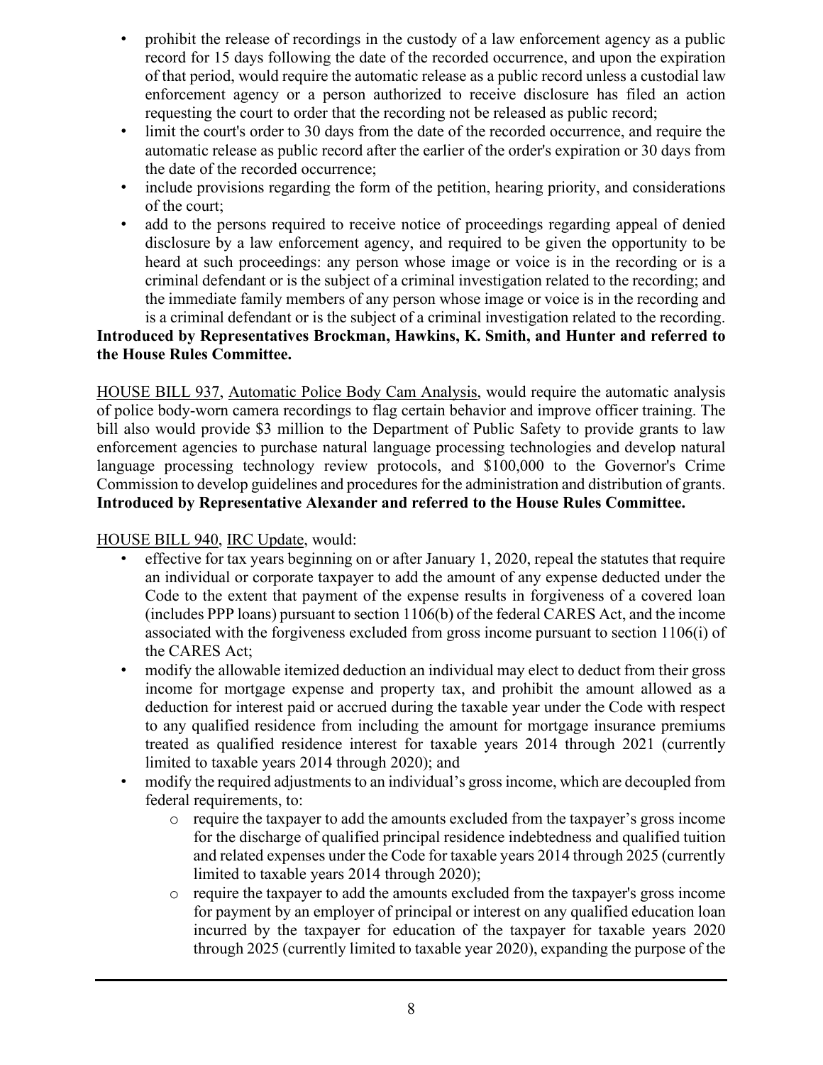- prohibit the release of recordings in the custody of a law enforcement agency as a public record for 15 days following the date of the recorded occurrence, and upon the expiration of that period, would require the automatic release as a public record unless a custodial law enforcement agency or a person authorized to receive disclosure has filed an action requesting the court to order that the recording not be released as public record;
- limit the court's order to 30 days from the date of the recorded occurrence, and require the automatic release as public record after the earlier of the order's expiration or 30 days from the date of the recorded occurrence;
- include provisions regarding the form of the petition, hearing priority, and considerations of the court;
- add to the persons required to receive notice of proceedings regarding appeal of denied disclosure by a law enforcement agency, and required to be given the opportunity to be heard at such proceedings: any person whose image or voice is in the recording or is a criminal defendant or is the subject of a criminal investigation related to the recording; and the immediate family members of any person whose image or voice is in the recording and is a criminal defendant or is the subject of a criminal investigation related to the recording.

**Introduced by Representatives Brockman, Hawkins, K. Smith, and Hunter and referred to the House Rules Committee.**

HOUSE BILL 937, Automatic Police Body Cam Analysis, would require the automatic analysis of police body-worn camera recordings to flag certain behavior and improve officer training. The bill also would provide $3 million to the Department of Public Safety to provide grants to law enforcement agencies to purchase natural language processing technologies and develop natural language processing technology review protocols, and $100,000 to the Governor's Crime Commission to develop guidelines and procedures for the administration and distribution of grants. **Introduced by Representative Alexander and referred to the House Rules Committee.**

HOUSE BILL 940, IRC Update, would:

- effective for tax years beginning on or after January 1, 2020, repeal the statutes that require an individual or corporate taxpayer to add the amount of any expense deducted under the Code to the extent that payment of the expense results in forgiveness of a covered loan (includes PPP loans) pursuant to section 1106(b) of the federal CARES Act, and the income associated with the forgiveness excluded from gross income pursuant to section 1106(i) of the CARES Act;
- modify the allowable itemized deduction an individual may elect to deduct from their gross income for mortgage expense and property tax, and prohibit the amount allowed as a deduction for interest paid or accrued during the taxable year under the Code with respect to any qualified residence from including the amount for mortgage insurance premiums treated as qualified residence interest for taxable years 2014 through 2021 (currently limited to taxable years 2014 through 2020); and
- modify the required adjustments to an individual's gross income, which are decoupled from federal requirements, to:
  - require the taxpayer to add the amounts excluded from the taxpayer's gross income for the discharge of qualified principal residence indebtedness and qualified tuition and related expenses under the Code for taxable years 2014 through 2025 (currently limited to taxable years 2014 through 2020);
  - require the taxpayer to add the amounts excluded from the taxpayer's gross income for payment by an employer of principal or interest on any qualified education loan incurred by the taxpayer for education of the taxpayer for taxable years 2020 through 2025 (currently limited to taxable year 2020), expanding the purpose of the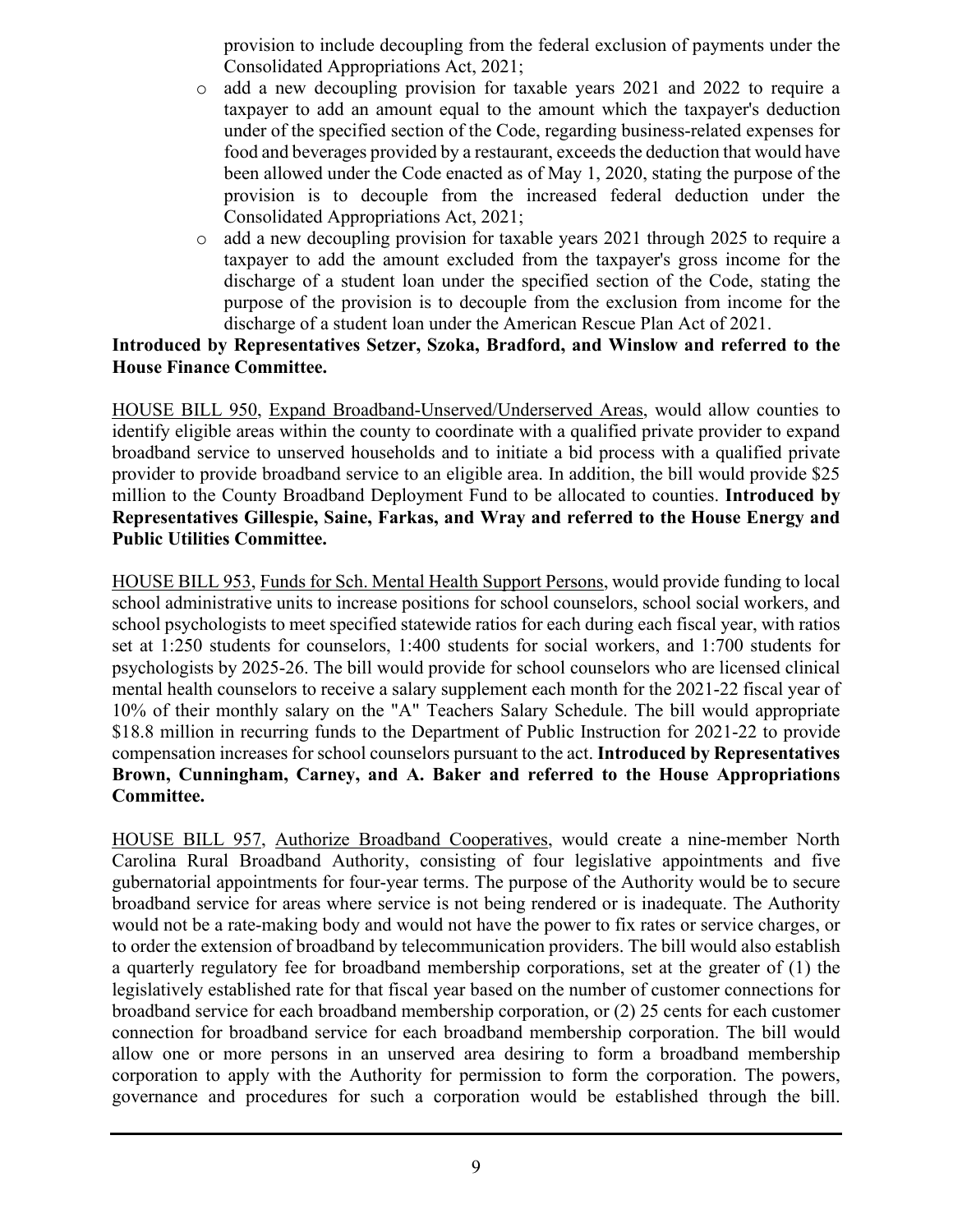provision to include decoupling from the federal exclusion of payments under the Consolidated Appropriations Act, 2021;

- add a new decoupling provision for taxable years 2021 and 2022 to require a taxpayer to add an amount equal to the amount which the taxpayer's deduction under of the specified section of the Code, regarding business-related expenses for food and beverages provided by a restaurant, exceeds the deduction that would have been allowed under the Code enacted as of May 1, 2020, stating the purpose of the provision is to decouple from the increased federal deduction under the Consolidated Appropriations Act, 2021;
- add a new decoupling provision for taxable years 2021 through 2025 to require a taxpayer to add the amount excluded from the taxpayer's gross income for the discharge of a student loan under the specified section of the Code, stating the purpose of the provision is to decouple from the exclusion from income for the discharge of a student loan under the American Rescue Plan Act of 2021.

**Introduced by Representatives Setzer, Szoka, Bradford, and Winslow and referred to the House Finance Committee.**

HOUSE BILL 950, Expand Broadband-Unserved/Underserved Areas, would allow counties to identify eligible areas within the county to coordinate with a qualified private provider to expand broadband service to unserved households and to initiate a bid process with a qualified private provider to provide broadband service to an eligible area. In addition, the bill would provide $25 million to the County Broadband Deployment Fund to be allocated to counties. **Introduced by Representatives Gillespie, Saine, Farkas, and Wray and referred to the House Energy and Public Utilities Committee.**

HOUSE BILL 953, Funds for Sch. Mental Health Support Persons, would provide funding to local school administrative units to increase positions for school counselors, school social workers, and school psychologists to meet specified statewide ratios for each during each fiscal year, with ratios set at 1:250 students for counselors, 1:400 students for social workers, and 1:700 students for psychologists by 2025-26. The bill would provide for school counselors who are licensed clinical mental health counselors to receive a salary supplement each month for the 2021-22 fiscal year of 10% of their monthly salary on the "A" Teachers Salary Schedule. The bill would appropriate $18.8 million in recurring funds to the Department of Public Instruction for 2021-22 to provide compensation increases for school counselors pursuant to the act. **Introduced by Representatives Brown, Cunningham, Carney, and A. Baker and referred to the House Appropriations Committee.**

HOUSE BILL 957, Authorize Broadband Cooperatives, would create a nine-member North Carolina Rural Broadband Authority, consisting of four legislative appointments and five gubernatorial appointments for four-year terms. The purpose of the Authority would be to secure broadband service for areas where service is not being rendered or is inadequate. The Authority would not be a rate-making body and would not have the power to fix rates or service charges, or to order the extension of broadband by telecommunication providers. The bill would also establish a quarterly regulatory fee for broadband membership corporations, set at the greater of (1) the legislatively established rate for that fiscal year based on the number of customer connections for broadband service for each broadband membership corporation, or (2) 25 cents for each customer connection for broadband service for each broadband membership corporation. The bill would allow one or more persons in an unserved area desiring to form a broadband membership corporation to apply with the Authority for permission to form the corporation. The powers, governance and procedures for such a corporation would be established through the bill.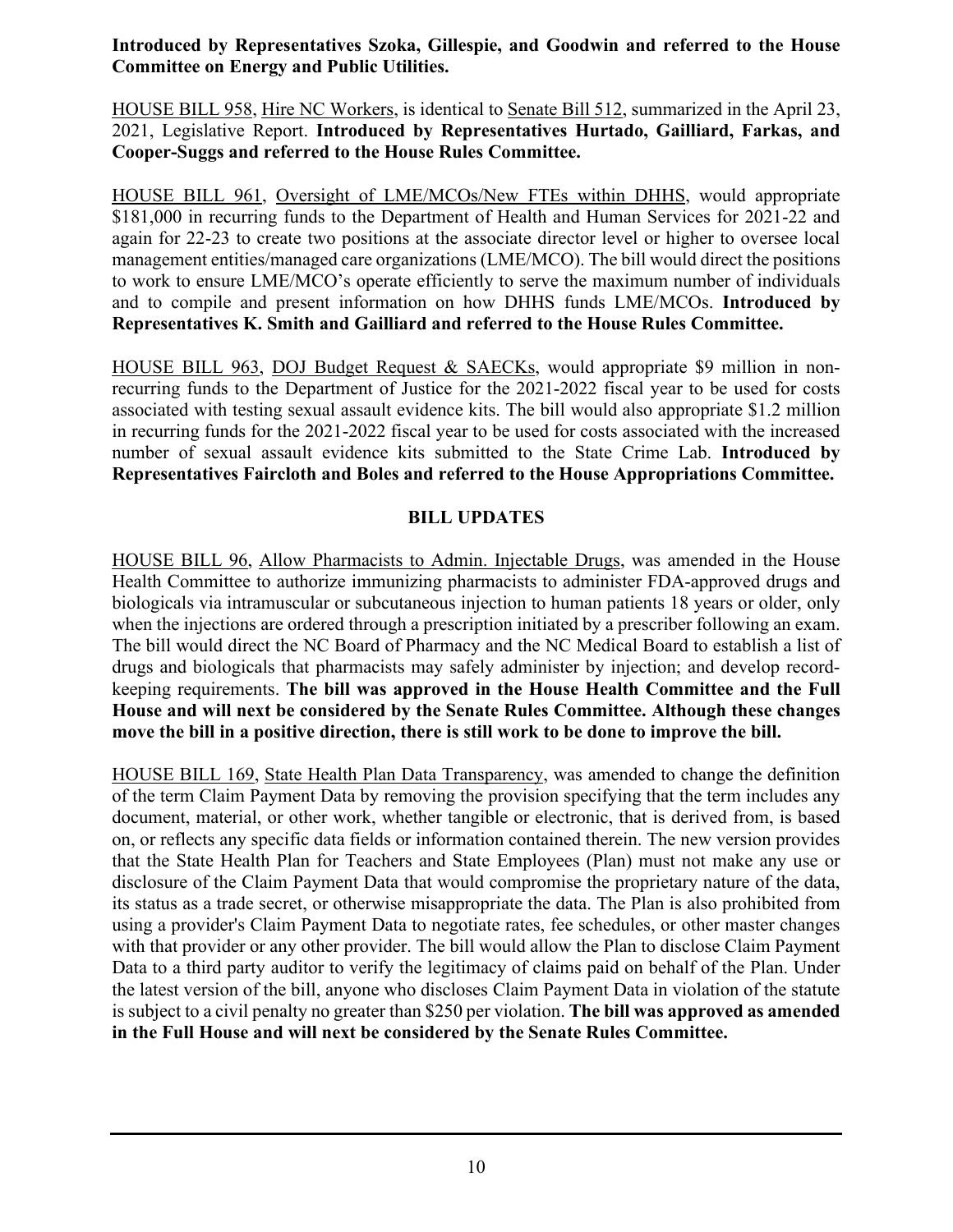**Introduced by Representatives Szoka, Gillespie, and Goodwin and referred to the House Committee on Energy and Public Utilities.**

HOUSE BILL 958, Hire NC Workers, is identical to Senate Bill 512, summarized in the April 23, 2021, Legislative Report. **Introduced by Representatives Hurtado, Gailliard, Farkas, and Cooper-Suggs and referred to the House Rules Committee.**

HOUSE BILL 961, Oversight of LME/MCOs/New FTEs within DHHS, would appropriate \$181,000 in recurring funds to the Department of Health and Human Services for 2021-22 and again for 22-23 to create two positions at the associate director level or higher to oversee local management entities/managed care organizations (LME/MCO). The bill would direct the positions to work to ensure LME/MCO's operate efficiently to serve the maximum number of individuals and to compile and present information on how DHHS funds LME/MCOs. **Introduced by Representatives K. Smith and Gailliard and referred to the House Rules Committee.**

HOUSE BILL 963, DOJ Budget Request & SAECKs, would appropriate \$9 million in non-recurring funds to the Department of Justice for the 2021-2022 fiscal year to be used for costs associated with testing sexual assault evidence kits. The bill would also appropriate \$1.2 million in recurring funds for the 2021-2022 fiscal year to be used for costs associated with the increased number of sexual assault evidence kits submitted to the State Crime Lab. **Introduced by Representatives Faircloth and Boles and referred to the House Appropriations Committee.**

## BILL UPDATES

HOUSE BILL 96, Allow Pharmacists to Admin. Injectable Drugs, was amended in the House Health Committee to authorize immunizing pharmacists to administer FDA-approved drugs and biologicals via intramuscular or subcutaneous injection to human patients 18 years or older, only when the injections are ordered through a prescription initiated by a prescriber following an exam. The bill would direct the NC Board of Pharmacy and the NC Medical Board to establish a list of drugs and biologicals that pharmacists may safely administer by injection; and develop record-keeping requirements. **The bill was approved in the House Health Committee and the Full House and will next be considered by the Senate Rules Committee. Although these changes move the bill in a positive direction, there is still work to be done to improve the bill.**

HOUSE BILL 169, State Health Plan Data Transparency, was amended to change the definition of the term Claim Payment Data by removing the provision specifying that the term includes any document, material, or other work, whether tangible or electronic, that is derived from, is based on, or reflects any specific data fields or information contained therein. The new version provides that the State Health Plan for Teachers and State Employees (Plan) must not make any use or disclosure of the Claim Payment Data that would compromise the proprietary nature of the data, its status as a trade secret, or otherwise misappropriate the data. The Plan is also prohibited from using a provider's Claim Payment Data to negotiate rates, fee schedules, or other master changes with that provider or any other provider. The bill would allow the Plan to disclose Claim Payment Data to a third party auditor to verify the legitimacy of claims paid on behalf of the Plan. Under the latest version of the bill, anyone who discloses Claim Payment Data in violation of the statute is subject to a civil penalty no greater than \$250 per violation. **The bill was approved as amended in the Full House and will next be considered by the Senate Rules Committee.**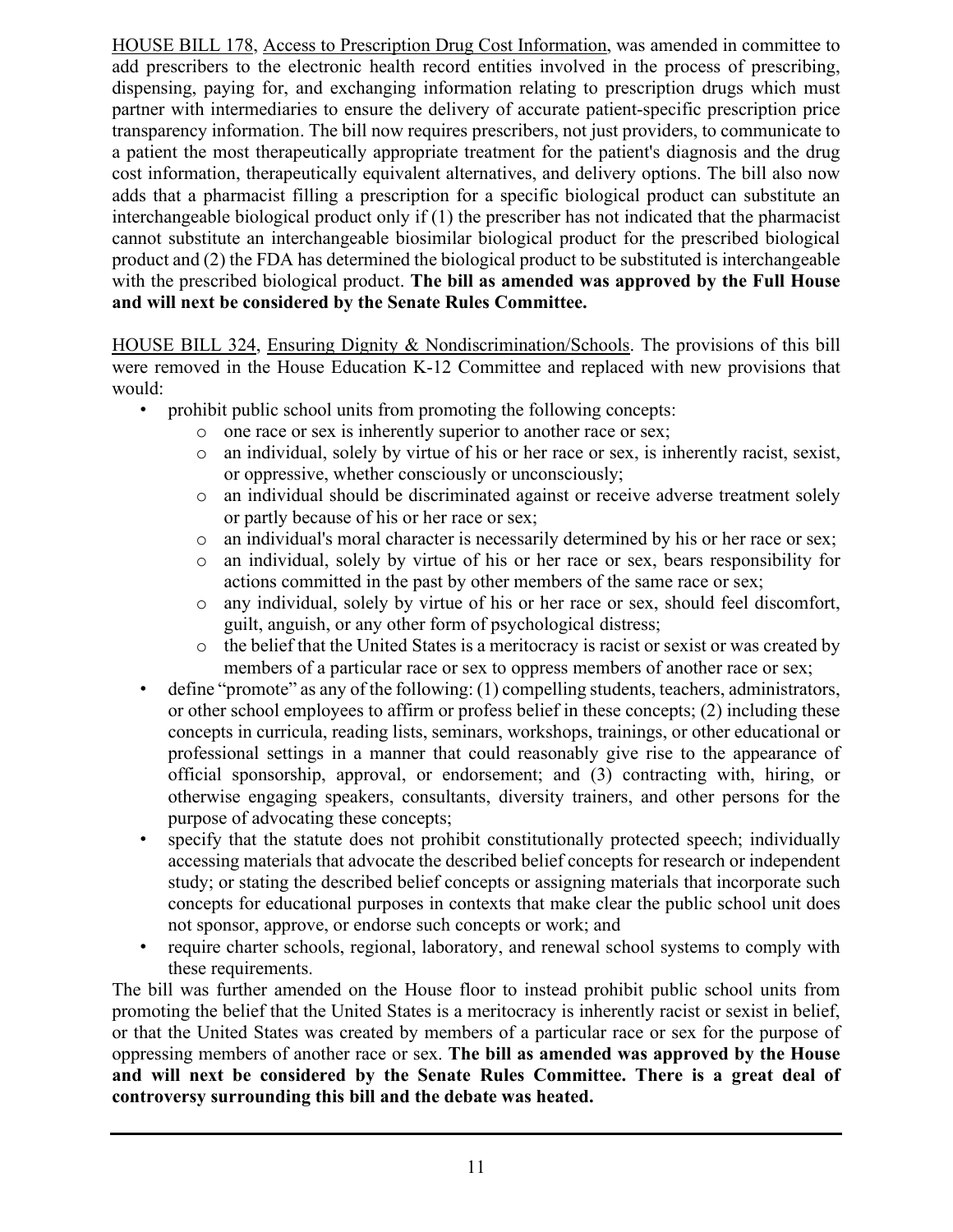HOUSE BILL 178, Access to Prescription Drug Cost Information, was amended in committee to add prescribers to the electronic health record entities involved in the process of prescribing, dispensing, paying for, and exchanging information relating to prescription drugs which must partner with intermediaries to ensure the delivery of accurate patient-specific prescription price transparency information. The bill now requires prescribers, not just providers, to communicate to a patient the most therapeutically appropriate treatment for the patient's diagnosis and the drug cost information, therapeutically equivalent alternatives, and delivery options. The bill also now adds that a pharmacist filling a prescription for a specific biological product can substitute an interchangeable biological product only if (1) the prescriber has not indicated that the pharmacist cannot substitute an interchangeable biosimilar biological product for the prescribed biological product and (2) the FDA has determined the biological product to be substituted is interchangeable with the prescribed biological product. **The bill as amended was approved by the Full House and will next be considered by the Senate Rules Committee.**

HOUSE BILL 324, Ensuring Dignity & Nondiscrimination/Schools. The provisions of this bill were removed in the House Education K-12 Committee and replaced with new provisions that would:

- prohibit public school units from promoting the following concepts:
  - one race or sex is inherently superior to another race or sex;
  - an individual, solely by virtue of his or her race or sex, is inherently racist, sexist, or oppressive, whether consciously or unconsciously;
  - an individual should be discriminated against or receive adverse treatment solely or partly because of his or her race or sex;
  - an individual's moral character is necessarily determined by his or her race or sex;
  - an individual, solely by virtue of his or her race or sex, bears responsibility for actions committed in the past by other members of the same race or sex;
  - any individual, solely by virtue of his or her race or sex, should feel discomfort, guilt, anguish, or any other form of psychological distress;
  - the belief that the United States is a meritocracy is racist or sexist or was created by members of a particular race or sex to oppress members of another race or sex;
- define "promote" as any of the following: (1) compelling students, teachers, administrators, or other school employees to affirm or profess belief in these concepts; (2) including these concepts in curricula, reading lists, seminars, workshops, trainings, or other educational or professional settings in a manner that could reasonably give rise to the appearance of official sponsorship, approval, or endorsement; and (3) contracting with, hiring, or otherwise engaging speakers, consultants, diversity trainers, and other persons for the purpose of advocating these concepts;
- specify that the statute does not prohibit constitutionally protected speech; individually accessing materials that advocate the described belief concepts for research or independent study; or stating the described belief concepts or assigning materials that incorporate such concepts for educational purposes in contexts that make clear the public school unit does not sponsor, approve, or endorse such concepts or work; and
- require charter schools, regional, laboratory, and renewal school systems to comply with these requirements.

The bill was further amended on the House floor to instead prohibit public school units from promoting the belief that the United States is a meritocracy is inherently racist or sexist in belief, or that the United States was created by members of a particular race or sex for the purpose of oppressing members of another race or sex. **The bill as amended was approved by the House and will next be considered by the Senate Rules Committee. There is a great deal of controversy surrounding this bill and the debate was heated.**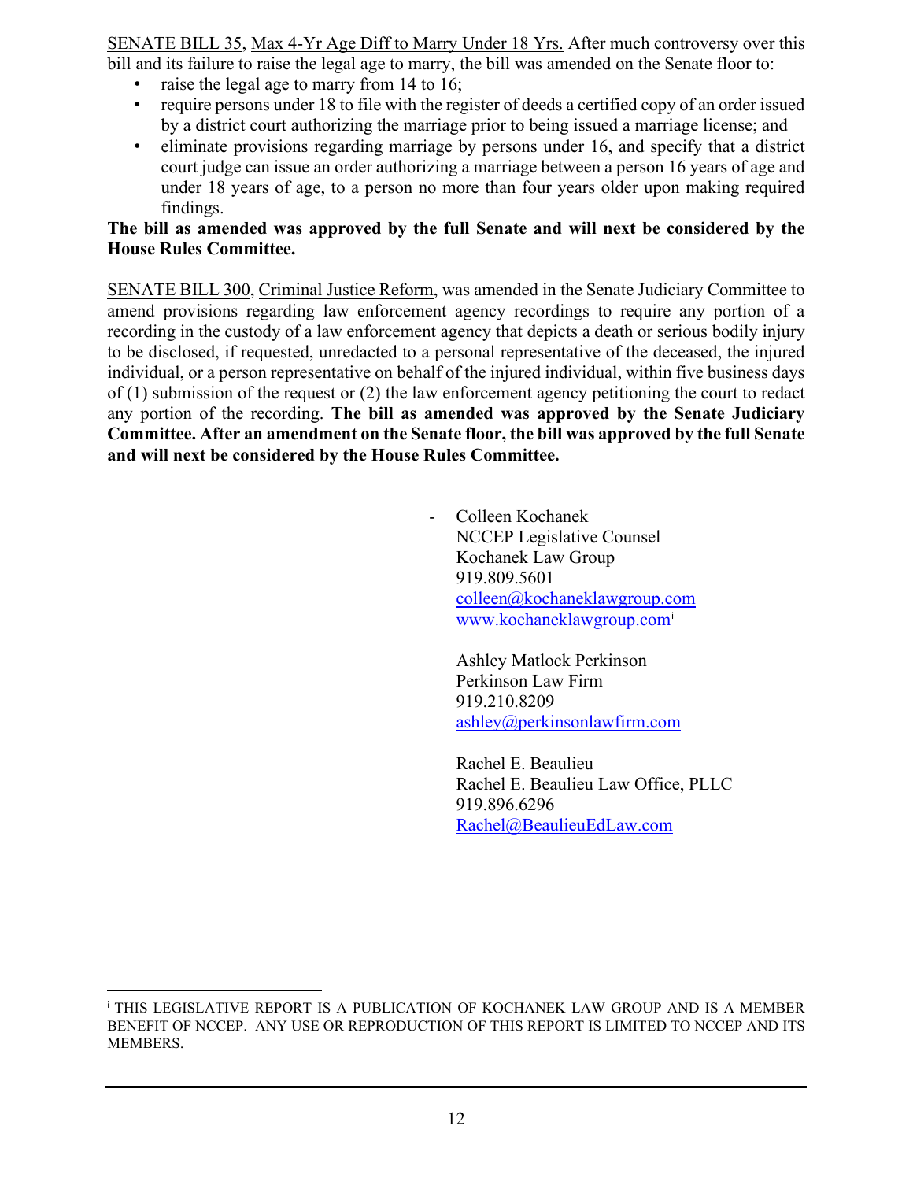SENATE BILL 35, Max 4-Yr Age Diff to Marry Under 18 Yrs. After much controversy over this bill and its failure to raise the legal age to marry, the bill was amended on the Senate floor to:

- raise the legal age to marry from 14 to 16;
- require persons under 18 to file with the register of deeds a certified copy of an order issued by a district court authorizing the marriage prior to being issued a marriage license; and
- eliminate provisions regarding marriage by persons under 16, and specify that a district court judge can issue an order authorizing a marriage between a person 16 years of age and under 18 years of age, to a person no more than four years older upon making required findings.

**The bill as amended was approved by the full Senate and will next be considered by the House Rules Committee.**

SENATE BILL 300, Criminal Justice Reform, was amended in the Senate Judiciary Committee to amend provisions regarding law enforcement agency recordings to require any portion of a recording in the custody of a law enforcement agency that depicts a death or serious bodily injury to be disclosed, if requested, unredacted to a personal representative of the deceased, the injured individual, or a person representative on behalf of the injured individual, within five business days of (1) submission of the request or (2) the law enforcement agency petitioning the court to redact any portion of the recording. **The bill as amended was approved by the Senate Judiciary Committee. After an amendment on the Senate floor, the bill was approved by the full Senate and will next be considered by the House Rules Committee.**

\- Colleen Kochanek
NCCEP Legislative Counsel
Kochanek Law Group
919.809.5601
colleen@kochaneklawgroup.com
www.kochaneklawgroup.com[i]

Ashley Matlock Perkinson
Perkinson Law Firm
919.210.8209
ashley@perkinsonlawfirm.com

Rachel E. Beaulieu
Rachel E. Beaulieu Law Office, PLLC
919.896.6296
Rachel@BeaulieuEdLaw.com

[i] THIS LEGISLATIVE REPORT IS A PUBLICATION OF KOCHANEK LAW GROUP AND IS A MEMBER BENEFIT OF NCCEP. ANY USE OR REPRODUCTION OF THIS REPORT IS LIMITED TO NCCEP AND ITS MEMBERS.